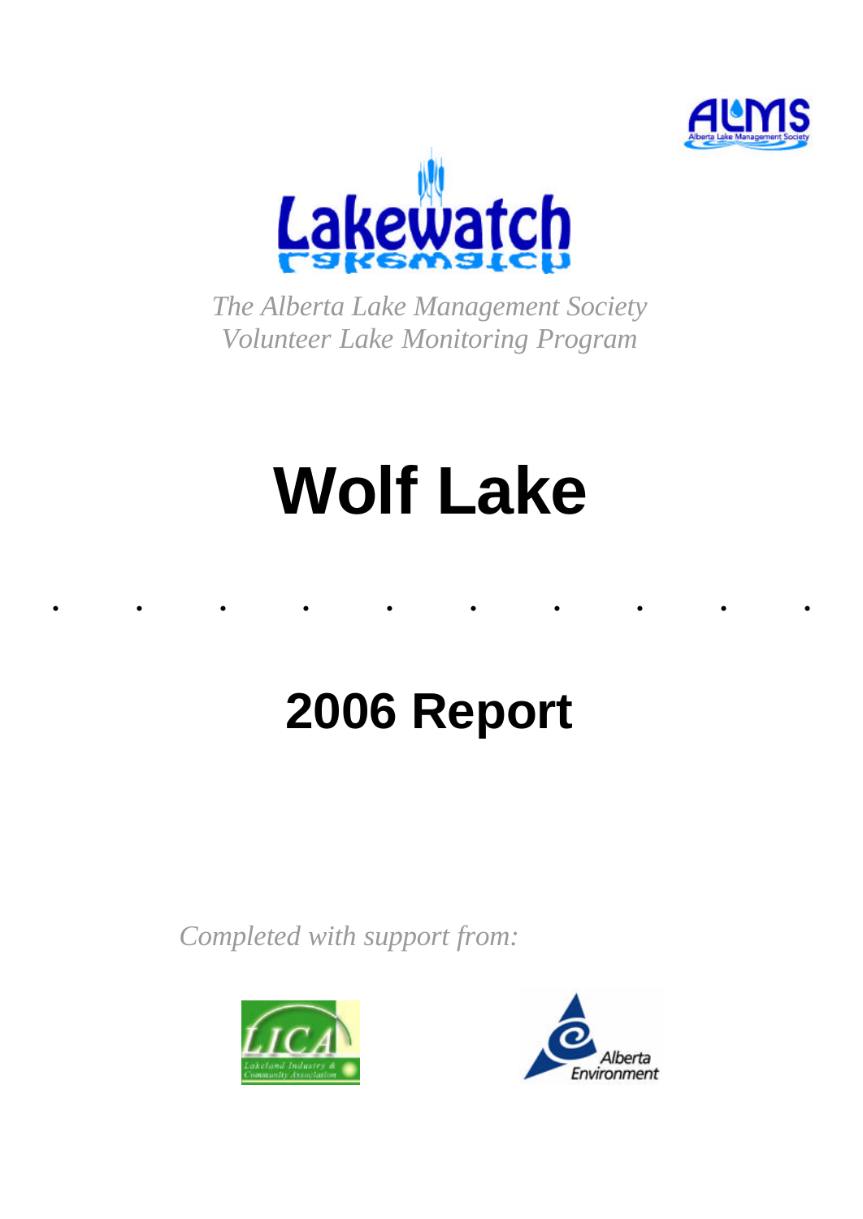Lakewatch

*The Alberta Lake Management Society*
*Volunteer Lake Monitoring Program*

# Wolf Lake

## 2006 Report

*Completed with support from:*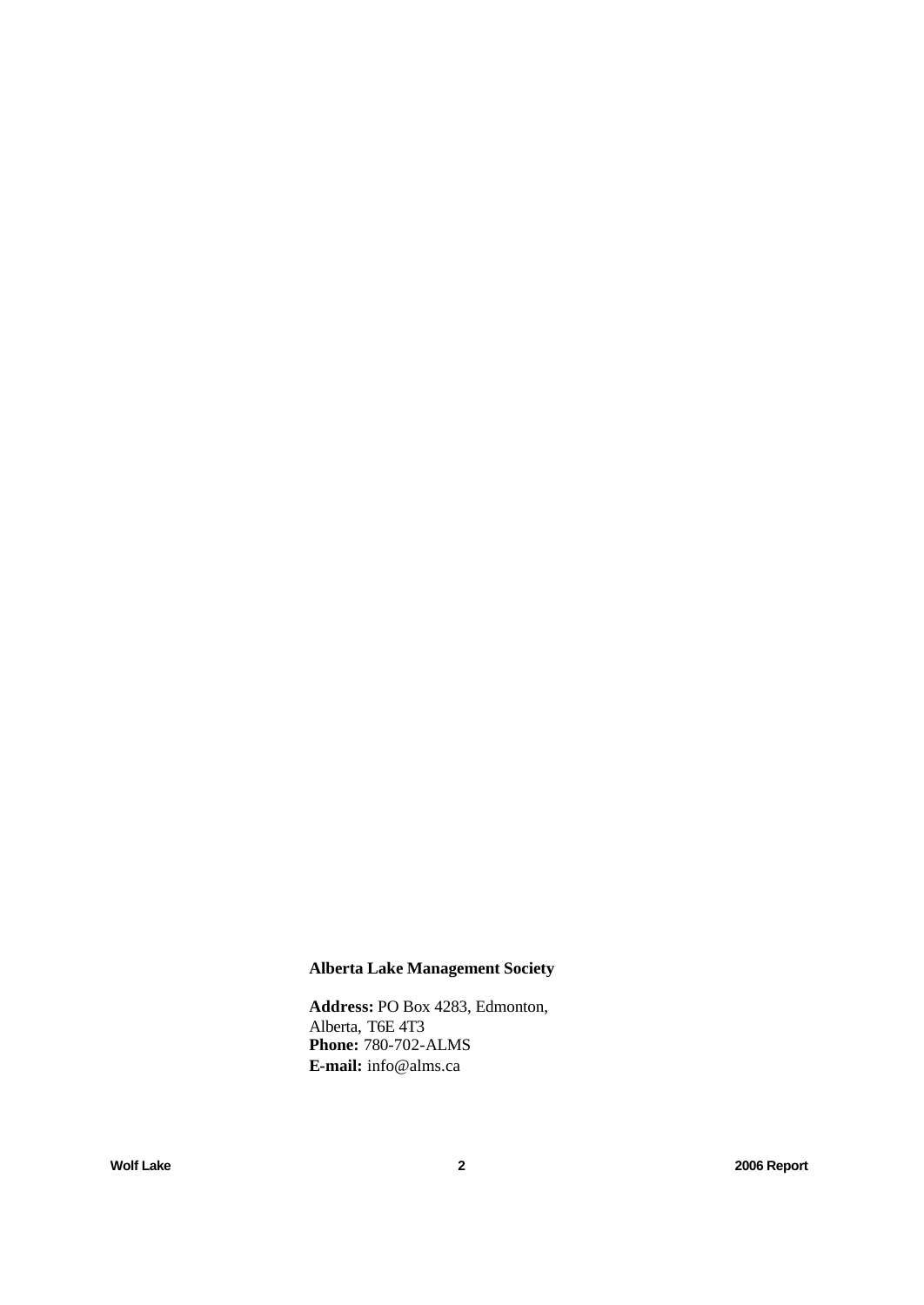**Alberta Lake Management Society**

**Address:** PO Box 4283, Edmonton, Alberta, T6E 4T3
**Phone:** 780-702-ALMS
**E-mail:** info@alms.ca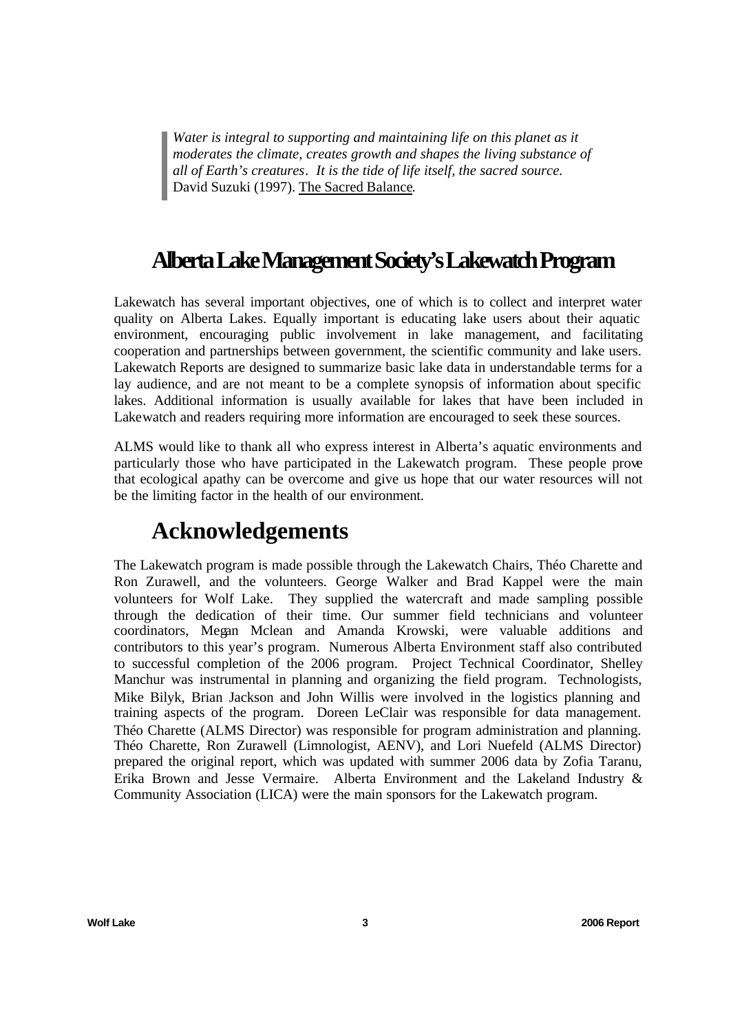> *Water is integral to supporting and maintaining life on this planet as it moderates the climate, creates growth and shapes the living substance of all of Earth's creatures. It is the tide of life itself, the sacred source.*
> David Suzuki (1997). The Sacred Balance.

# Alberta Lake Management Society's Lakewatch Program

Lakewatch has several important objectives, one of which is to collect and interpret water quality on Alberta Lakes. Equally important is educating lake users about their aquatic environment, encouraging public involvement in lake management, and facilitating cooperation and partnerships between government, the scientific community and lake users. Lakewatch Reports are designed to summarize basic lake data in understandable terms for a lay audience, and are not meant to be a complete synopsis of information about specific lakes. Additional information is usually available for lakes that have been included in Lakewatch and readers requiring more information are encouraged to seek these sources.

ALMS would like to thank all who express interest in Alberta's aquatic environments and particularly those who have participated in the Lakewatch program. These people prove that ecological apathy can be overcome and give us hope that our water resources will not be the limiting factor in the health of our environment.

# Acknowledgements

The Lakewatch program is made possible through the Lakewatch Chairs, Théo Charette and Ron Zurawell, and the volunteers. George Walker and Brad Kappel were the main volunteers for Wolf Lake. They supplied the watercraft and made sampling possible through the dedication of their time. Our summer field technicians and volunteer coordinators, Megan Mclean and Amanda Krowski, were valuable additions and contributors to this year's program. Numerous Alberta Environment staff also contributed to successful completion of the 2006 program. Project Technical Coordinator, Shelley Manchur was instrumental in planning and organizing the field program. Technologists, Mike Bilyk, Brian Jackson and John Willis were involved in the logistics planning and training aspects of the program. Doreen LeClair was responsible for data management. Théo Charette (ALMS Director) was responsible for program administration and planning. Théo Charette, Ron Zurawell (Limnologist, AENV), and Lori Nuefeld (ALMS Director) prepared the original report, which was updated with summer 2006 data by Zofia Taranu, Erika Brown and Jesse Vermaire. Alberta Environment and the Lakeland Industry & Community Association (LICA) were the main sponsors for the Lakewatch program.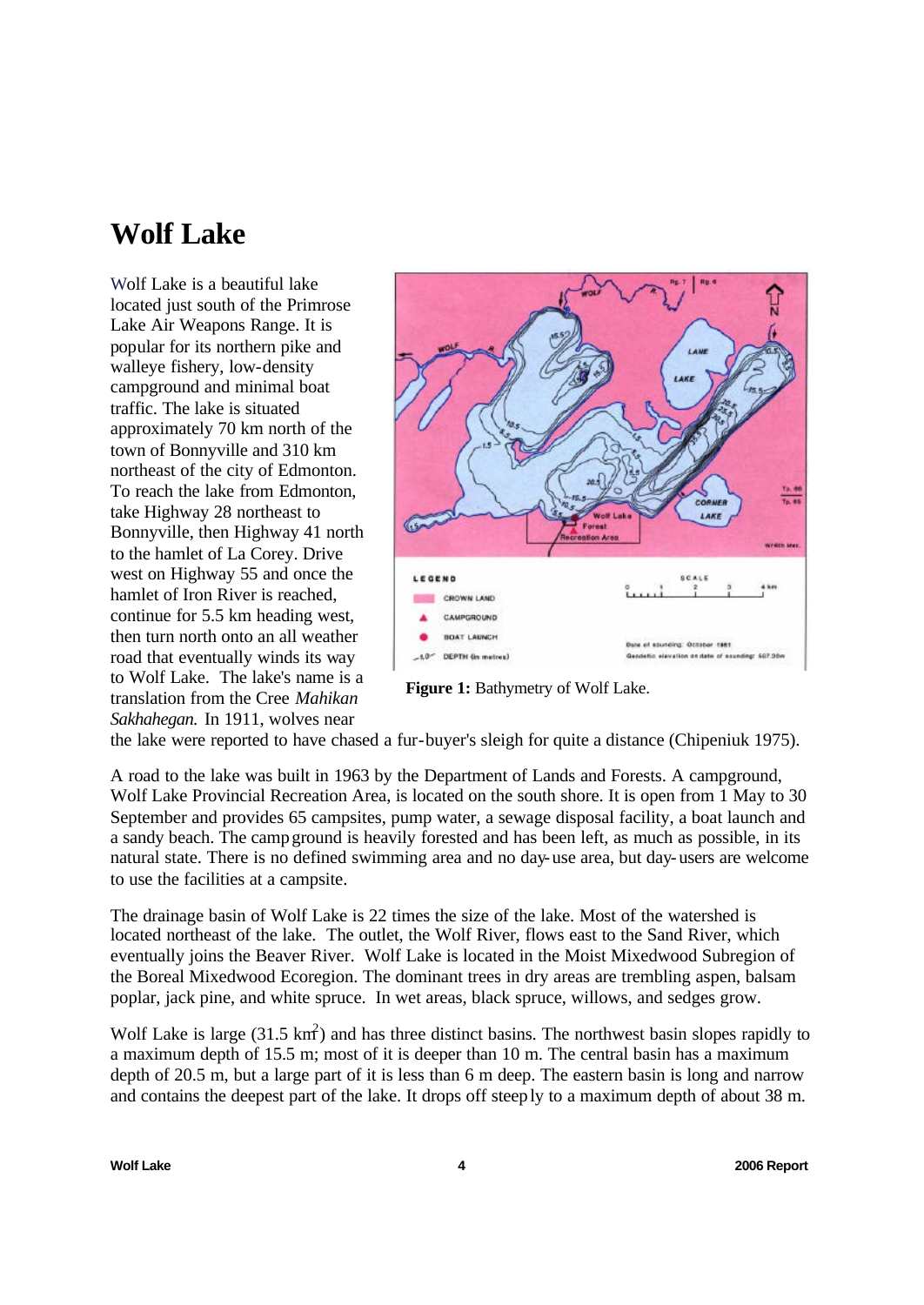# Wolf Lake

Wolf Lake is a beautiful lake located just south of the Primrose Lake Air Weapons Range. It is popular for its northern pike and walleye fishery, low-density campground and minimal boat traffic. The lake is situated approximately 70 km north of the town of Bonnyville and 310 km northeast of the city of Edmonton. To reach the lake from Edmonton, take Highway 28 northeast to Bonnyville, then Highway 41 north to the hamlet of La Corey. Drive west on Highway 55 and once the hamlet of Iron River is reached, continue for 5.5 km heading west, then turn north onto an all weather road that eventually winds its way to Wolf Lake. The lake's name is a translation from the Cree *Mahikan Sakhahegan.* In 1911, wolves near the lake were reported to have chased a fur-buyer's sleigh for quite a distance (Chipeniuk 1975).

**Figure 1:** Bathymetry of Wolf Lake.

A road to the lake was built in 1963 by the Department of Lands and Forests. A campground, Wolf Lake Provincial Recreation Area, is located on the south shore. It is open from 1 May to 30 September and provides 65 campsites, pump water, a sewage disposal facility, a boat launch and a sandy beach. The campground is heavily forested and has been left, as much as possible, in its natural state. There is no defined swimming area and no day-use area, but day-users are welcome to use the facilities at a campsite.

The drainage basin of Wolf Lake is 22 times the size of the lake. Most of the watershed is located northeast of the lake. The outlet, the Wolf River, flows east to the Sand River, which eventually joins the Beaver River. Wolf Lake is located in the Moist Mixedwood Subregion of the Boreal Mixedwood Ecoregion. The dominant trees in dry areas are trembling aspen, balsam poplar, jack pine, and white spruce. In wet areas, black spruce, willows, and sedges grow.

Wolf Lake is large (31.5 km$^2$) and has three distinct basins. The northwest basin slopes rapidly to a maximum depth of 15.5 m; most of it is deeper than 10 m. The central basin has a maximum depth of 20.5 m, but a large part of it is less than 6 m deep. The eastern basin is long and narrow and contains the deepest part of the lake. It drops off steeply to a maximum depth of about 38 m.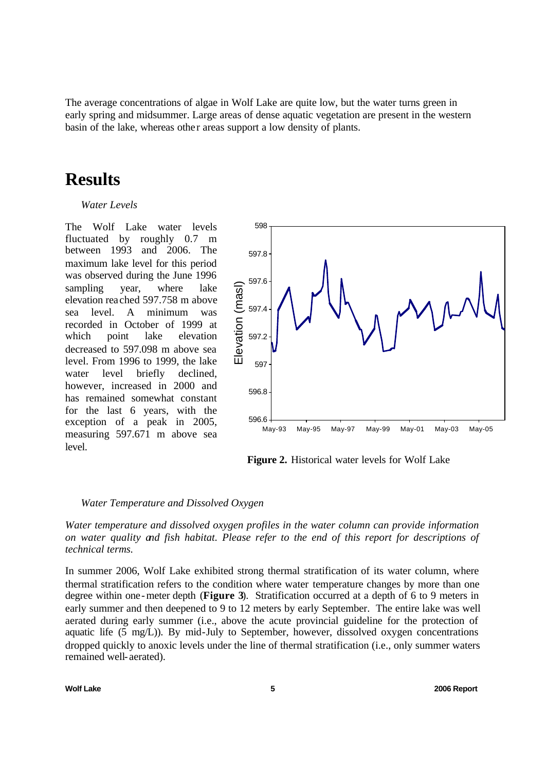The average concentrations of algae in Wolf Lake are quite low, but the water turns green in early spring and midsummer. Large areas of dense aquatic vegetation are present in the western basin of the lake, whereas other areas support a low density of plants.

# Results

*Water Levels*

The Wolf Lake water levels fluctuated by roughly 0.7 m between 1993 and 2006. The maximum lake level for this period was observed during the June 1996 sampling year, where lake elevation reached 597.758 m above sea level. A minimum was recorded in October of 1999 at which point lake elevation decreased to 597.098 m above sea level. From 1996 to 1999, the lake water level briefly declined, however, increased in 2000 and has remained somewhat constant for the last 6 years, with the exception of a peak in 2005, measuring 597.671 m above sea level.

**Figure 2.** Historical water levels for Wolf Lake

*Water Temperature and Dissolved Oxygen*

*Water temperature and dissolved oxygen profiles in the water column can provide information on water quality and fish habitat. Please refer to the end of this report for descriptions of technical terms.*

In summer 2006, Wolf Lake exhibited strong thermal stratification of its water column, where thermal stratification refers to the condition where water temperature changes by more than one degree within one-meter depth (**Figure 3**). Stratification occurred at a depth of 6 to 9 meters in early summer and then deepened to 9 to 12 meters by early September. The entire lake was well aerated during early summer (i.e., above the acute provincial guideline for the protection of aquatic life (5 mg/L)). By mid-July to September, however, dissolved oxygen concentrations dropped quickly to anoxic levels under the line of thermal stratification (i.e., only summer waters remained well-aerated).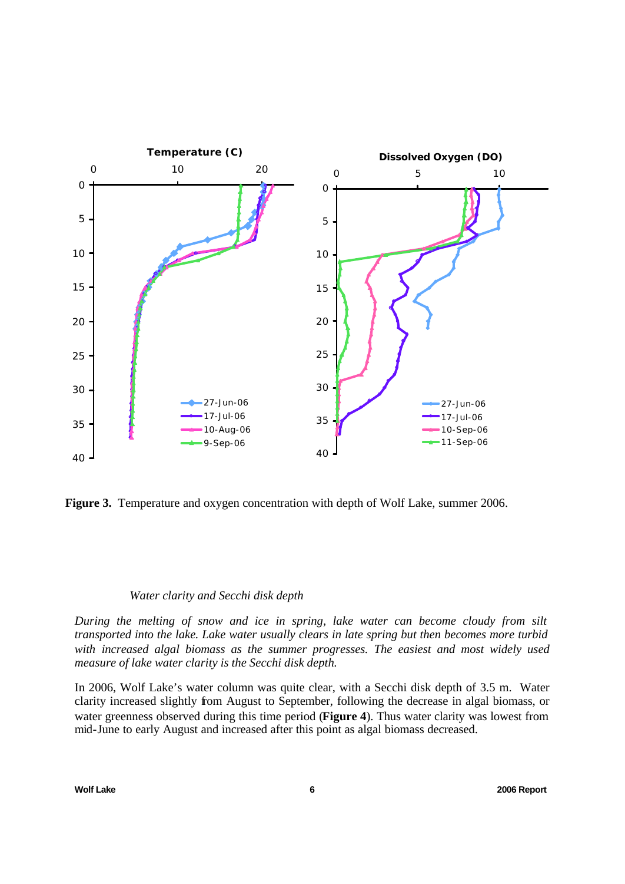**Figure 3.** Temperature and oxygen concentration with depth of Wolf Lake, summer 2006.

*Water clarity and Secchi disk depth*

*During the melting of snow and ice in spring, lake water can become cloudy from silt transported into the lake. Lake water usually clears in late spring but then becomes more turbid with increased algal biomass as the summer progresses. The easiest and most widely used measure of lake water clarity is the Secchi disk depth.*

In 2006, Wolf Lake's water column was quite clear, with a Secchi disk depth of 3.5 m. Water clarity increased slightly from August to September, following the decrease in algal biomass, or water greenness observed during this time period (**Figure 4**). Thus water clarity was lowest from mid-June to early August and increased after this point as algal biomass decreased.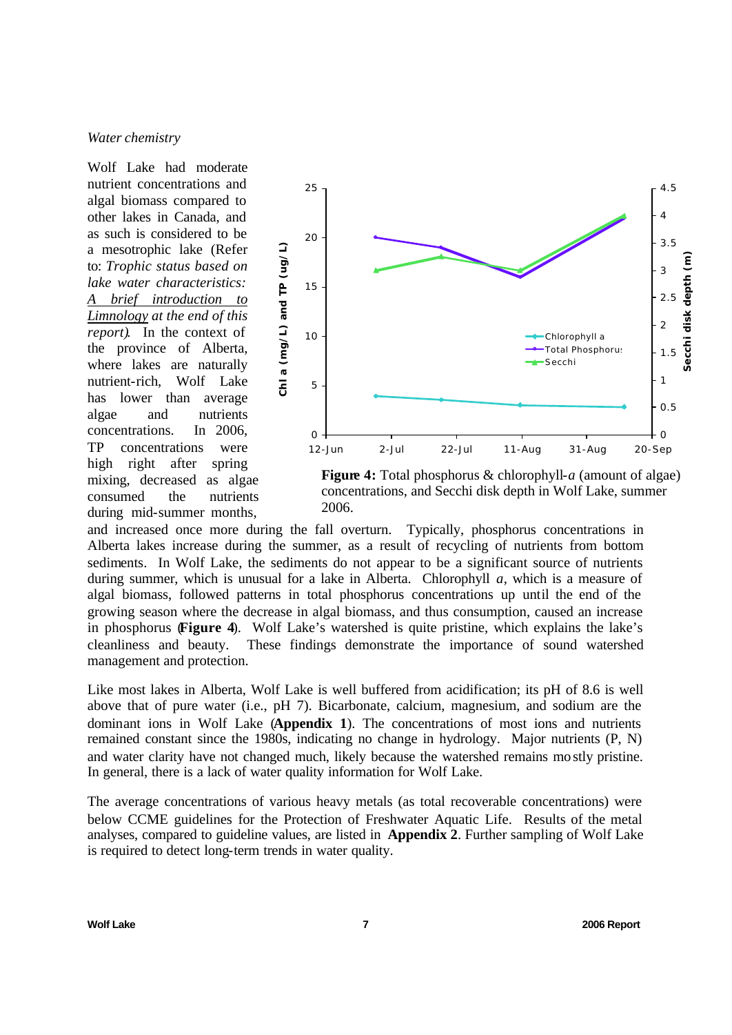*Water chemistry*

Wolf Lake had moderate nutrient concentrations and algal biomass compared to other lakes in Canada, and as such is considered to be a mesotrophic lake (Refer to: *Trophic status based on lake water characteristics: A brief introduction to Limnology at the end of this report*). In the context of the province of Alberta, where lakes are naturally nutrient-rich, Wolf Lake has lower than average algae and nutrients concentrations. In 2006, TP concentrations were high right after spring mixing, decreased as algae consumed the nutrients during mid-summer months, and increased once more during the fall overturn. Typically, phosphorus concentrations in Alberta lakes increase during the summer, as a result of recycling of nutrients from bottom sediments. In Wolf Lake, the sediments do not appear to be a significant source of nutrients during summer, which is unusual for a lake in Alberta. Chlorophyll *a*, which is a measure of algal biomass, followed patterns in total phosphorus concentrations up until the end of the growing season where the decrease in algal biomass, and thus consumption, caused an increase in phosphorus (**Figure 4**). Wolf Lake's watershed is quite pristine, which explains the lake's cleanliness and beauty. These findings demonstrate the importance of sound watershed management and protection.

**Figure 4:** Total phosphorus & chlorophyll-*a* (amount of algae) concentrations, and Secchi disk depth in Wolf Lake, summer 2006.

Like most lakes in Alberta, Wolf Lake is well buffered from acidification; its pH of 8.6 is well above that of pure water (i.e., pH 7). Bicarbonate, calcium, magnesium, and sodium are the dominant ions in Wolf Lake (**Appendix 1**). The concentrations of most ions and nutrients remained constant since the 1980s, indicating no change in hydrology. Major nutrients (P, N) and water clarity have not changed much, likely because the watershed remains mostly pristine. In general, there is a lack of water quality information for Wolf Lake.

The average concentrations of various heavy metals (as total recoverable concentrations) were below CCME guidelines for the Protection of Freshwater Aquatic Life. Results of the metal analyses, compared to guideline values, are listed in **Appendix 2**. Further sampling of Wolf Lake is required to detect long-term trends in water quality.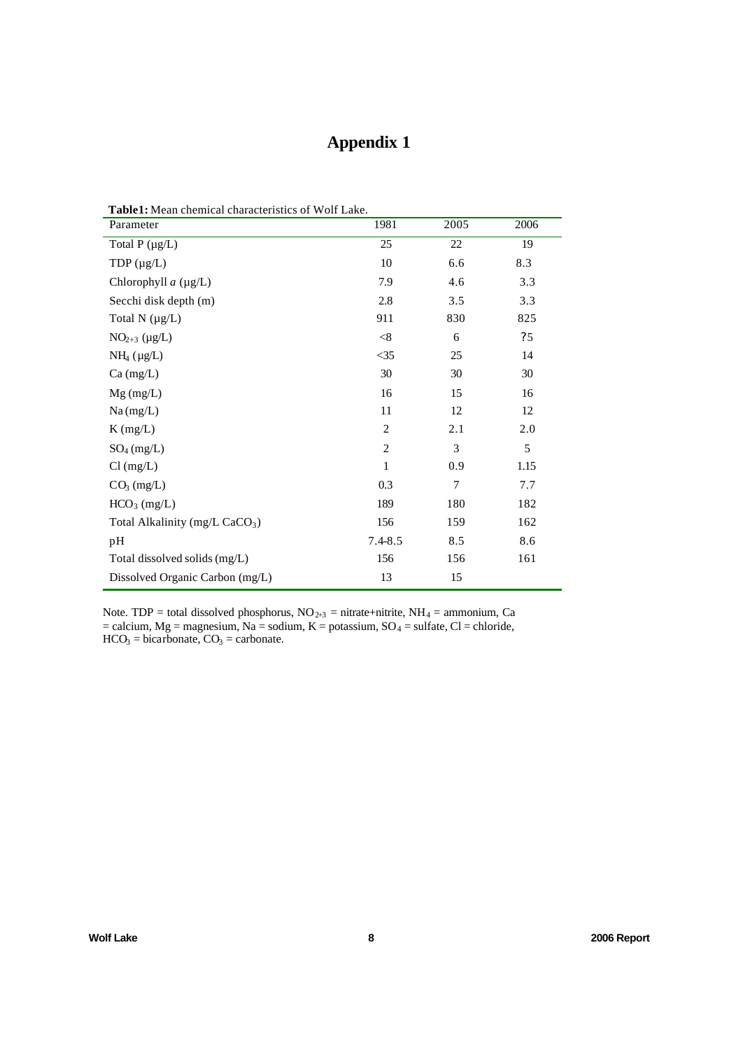# Appendix 1

**Table1:** Mean chemical characteristics of Wolf Lake.

| Parameter | 1981 | 2005 | 2006 |
|---|---|---|---|
| Total P (μg/L) | 25 | 22 | 19 |
| TDP (μg/L) | 10 | 6.6 | 8.3 |
| Chlorophyll *a* (μg/L) | 7.9 | 4.6 | 3.3 |
| Secchi disk depth (m) | 2.8 | 3.5 | 3.3 |
| Total N (μg/L) | 911 | 830 | 825 |
| $NO_{2+3}$ (μg/L) | <8 | 6 | ?5 |
| $NH_4$ (μg/L) | <35 | 25 | 14 |
| Ca (mg/L) | 30 | 30 | 30 |
| Mg (mg/L) | 16 | 15 | 16 |
| Na (mg/L) | 11 | 12 | 12 |
| K (mg/L) | 2 | 2.1 | 2.0 |
| $SO_4$ (mg/L) | 2 | 3 | 5 |
| Cl (mg/L) | 1 | 0.9 | 1.15 |
| $CO_3$ (mg/L) | 0.3 | 7 | 7.7 |
| $HCO_3$ (mg/L) | 189 | 180 | 182 |
| Total Alkalinity (mg/L $CaCO_3$) | 156 | 159 | 162 |
| pH | 7.4-8.5 | 8.5 | 8.6 |
| Total dissolved solids (mg/L) | 156 | 156 | 161 |
| Dissolved Organic Carbon (mg/L) | 13 | 15 | |

Note. TDP = total dissolved phosphorus, $NO_{2+3}$ = nitrate+nitrite, $NH_4$ = ammonium, Ca = calcium, Mg = magnesium, Na = sodium, K = potassium, $SO_4$ = sulfate, Cl = chloride, $HCO_3$ = bicarbonate, $CO_3$ = carbonate.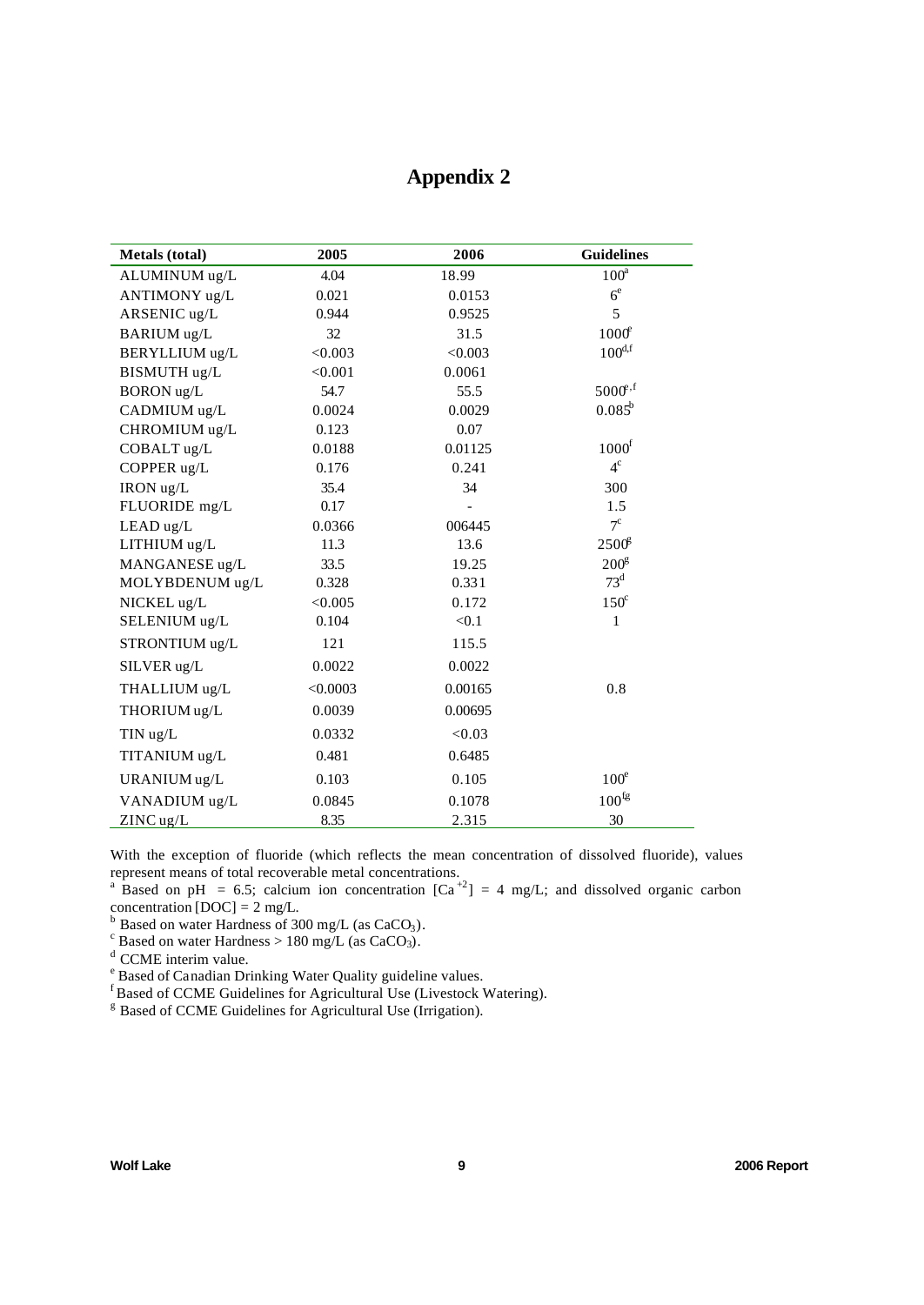# Appendix 2

| Metals (total) | 2005 | 2006 | Guidelines |
|---|---|---|---|
| ALUMINUM ug/L | 4.04 | 18.99 | 100[a] |
| ANTIMONY ug/L | 0.021 | 0.0153 | 6[e] |
| ARSENIC ug/L | 0.944 | 0.9525 | 5 |
| BARIUM ug/L | 32 | 31.5 | 1000[e] |
| BERYLLIUM ug/L | <0.003 | <0.003 | 100[d,f] |
| BISMUTH ug/L | <0.001 | 0.0061 | |
| BORON ug/L | 54.7 | 55.5 | 5000[e,f] |
| CADMIUM ug/L | 0.0024 | 0.0029 | 0.085[b] |
| CHROMIUM ug/L | 0.123 | 0.07 | |
| COBALT ug/L | 0.0188 | 0.01125 | 1000[f] |
| COPPER ug/L | 0.176 | 0.241 | 4[c] |
| IRON ug/L | 35.4 | 34 | 300 |
| FLUORIDE mg/L | 0.17 | - | 1.5 |
| LEAD ug/L | 0.0366 | 006445 | 7[c] |
| LITHIUM ug/L | 11.3 | 13.6 | 2500[g] |
| MANGANESE ug/L | 33.5 | 19.25 | 200[g] |
| MOLYBDENUM ug/L | 0.328 | 0.331 | 73[d] |
| NICKEL ug/L | <0.005 | 0.172 | 150[c] |
| SELENIUM ug/L | 0.104 | <0.1 | 1 |
| STRONTIUM ug/L | 121 | 115.5 | |
| SILVER ug/L | 0.0022 | 0.0022 | |
| THALLIUM ug/L | <0.0003 | 0.00165 | 0.8 |
| THORIUM ug/L | 0.0039 | 0.00695 | |
| TIN ug/L | 0.0332 | <0.03 | |
| TITANIUM ug/L | 0.481 | 0.6485 | |
| URANIUM ug/L | 0.103 | 0.105 | 100[e] |
| VANADIUM ug/L | 0.0845 | 0.1078 | 100[f,g] |
| ZINC ug/L | 8.35 | 2.315 | 30 |

With the exception of fluoride (which reflects the mean concentration of dissolved fluoride), values represent means of total recoverable metal concentrations.

[a] Based on pH = 6.5; calcium ion concentration $[Ca^{+2}]$ = 4 mg/L; and dissolved organic carbon concentration [DOC] = 2 mg/L.

[b] Based on water Hardness of 300 mg/L (as $CaCO_3$).

[c] Based on water Hardness > 180 mg/L (as $CaCO_3$).

[d] CCME interim value.

[e] Based of Canadian Drinking Water Quality guideline values.

[f] Based of CCME Guidelines for Agricultural Use (Livestock Watering).

[g] Based of CCME Guidelines for Agricultural Use (Irrigation).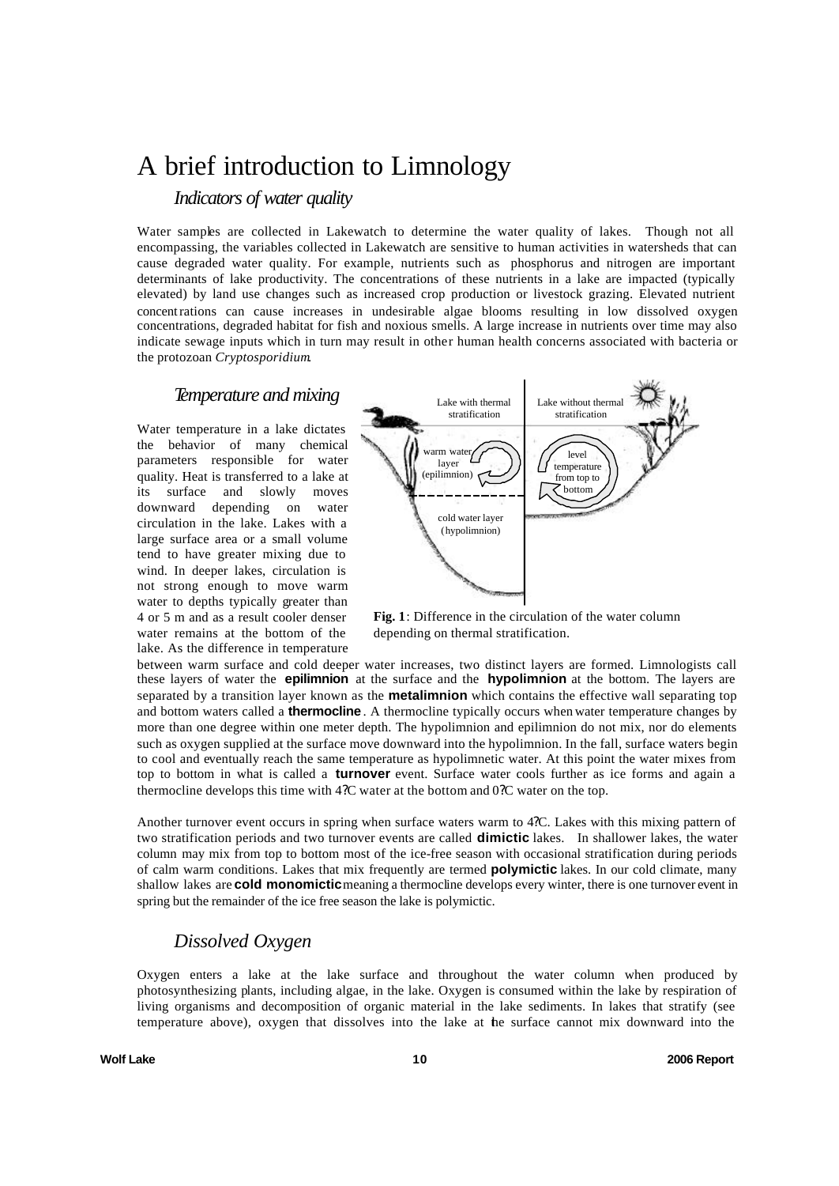# A brief introduction to Limnology

## *Indicators of water quality*

Water samples are collected in Lakewatch to determine the water quality of lakes. Though not all encompassing, the variables collected in Lakewatch are sensitive to human activities in watersheds that can cause degraded water quality. For example, nutrients such as phosphorus and nitrogen are important determinants of lake productivity. The concentrations of these nutrients in a lake are impacted (typically elevated) by land use changes such as increased crop production or livestock grazing. Elevated nutrient concentrations can cause increases in undesirable algae blooms resulting in low dissolved oxygen concentrations, degraded habitat for fish and noxious smells. A large increase in nutrients over time may also indicate sewage inputs which in turn may result in other human health concerns associated with bacteria or the protozoan *Cryptosporidium*.

## *Temperature and mixing*

Water temperature in a lake dictates the behavior of many chemical parameters responsible for water quality. Heat is transferred to a lake at its surface and slowly moves downward depending on water circulation in the lake. Lakes with a large surface area or a small volume tend to have greater mixing due to wind. In deeper lakes, circulation is not strong enough to move warm water to depths typically greater than 4 or 5 m and as a result cooler denser water remains at the bottom of the lake. As the difference in temperature between warm surface and cold deeper water increases, two distinct layers are formed. Limnologists call these layers of water the **epilimnion** at the surface and the **hypolimnion** at the bottom. The layers are separated by a transition layer known as the **metalimnion** which contains the effective wall separating top and bottom waters called a **thermocline**. A thermocline typically occurs when water temperature changes by more than one degree within one meter depth. The hypolimnion and epilimnion do not mix, nor do elements such as oxygen supplied at the surface move downward into the hypolimnion. In the fall, surface waters begin to cool and eventually reach the same temperature as hypolimnetic water. At this point the water mixes from top to bottom in what is called a **turnover** event. Surface water cools further as ice forms and again a thermocline develops this time with 4?C water at the bottom and 0?C water on the top.

Lake with thermal stratification | Lake without thermal stratification

warm water layer (epilimnion) | level temperature from top to bottom

cold water layer (hypolimnion)

**Fig. 1**: Difference in the circulation of the water column depending on thermal stratification.

Another turnover event occurs in spring when surface waters warm to 4?C. Lakes with this mixing pattern of two stratification periods and two turnover events are called **dimictic** lakes. In shallower lakes, the water column may mix from top to bottom most of the ice-free season with occasional stratification during periods of calm warm conditions. Lakes that mix frequently are termed **polymictic** lakes. In our cold climate, many shallow lakes are **cold monomictic** meaning a thermocline develops every winter, there is one turnover event in spring but the remainder of the ice free season the lake is polymictic.

## *Dissolved Oxygen*

Oxygen enters a lake at the lake surface and throughout the water column when produced by photosynthesizing plants, including algae, in the lake. Oxygen is consumed within the lake by respiration of living organisms and decomposition of organic material in the lake sediments. In lakes that stratify (see temperature above), oxygen that dissolves into the lake at the surface cannot mix downward into the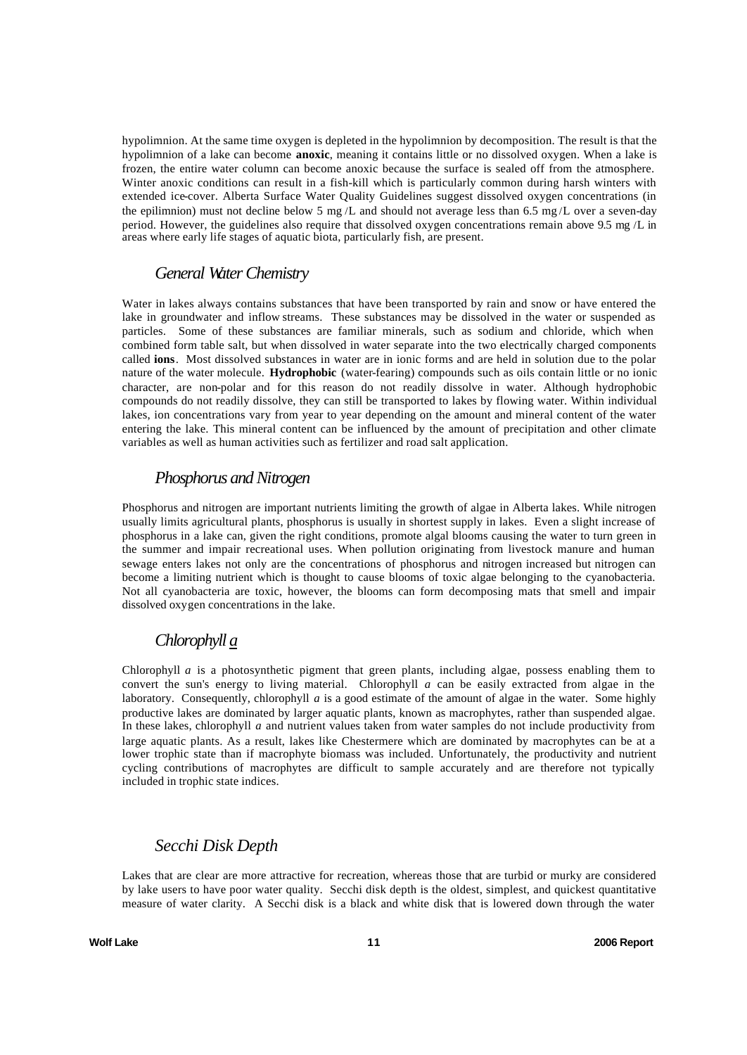hypolimnion. At the same time oxygen is depleted in the hypolimnion by decomposition. The result is that the hypolimnion of a lake can become **anoxic**, meaning it contains little or no dissolved oxygen. When a lake is frozen, the entire water column can become anoxic because the surface is sealed off from the atmosphere. Winter anoxic conditions can result in a fish-kill which is particularly common during harsh winters with extended ice-cover. Alberta Surface Water Quality Guidelines suggest dissolved oxygen concentrations (in the epilimnion) must not decline below 5 mg /L and should not average less than 6.5 mg /L over a seven-day period. However, the guidelines also require that dissolved oxygen concentrations remain above 9.5 mg /L in areas where early life stages of aquatic biota, particularly fish, are present.

## *General Water Chemistry*

Water in lakes always contains substances that have been transported by rain and snow or have entered the lake in groundwater and inflow streams. These substances may be dissolved in the water or suspended as particles. Some of these substances are familiar minerals, such as sodium and chloride, which when combined form table salt, but when dissolved in water separate into the two electrically charged components called **ions**. Most dissolved substances in water are in ionic forms and are held in solution due to the polar nature of the water molecule. **Hydrophobic** (water-fearing) compounds such as oils contain little or no ionic character, are non-polar and for this reason do not readily dissolve in water. Although hydrophobic compounds do not readily dissolve, they can still be transported to lakes by flowing water. Within individual lakes, ion concentrations vary from year to year depending on the amount and mineral content of the water entering the lake. This mineral content can be influenced by the amount of precipitation and other climate variables as well as human activities such as fertilizer and road salt application.

## *Phosphorus and Nitrogen*

Phosphorus and nitrogen are important nutrients limiting the growth of algae in Alberta lakes. While nitrogen usually limits agricultural plants, phosphorus is usually in shortest supply in lakes. Even a slight increase of phosphorus in a lake can, given the right conditions, promote algal blooms causing the water to turn green in the summer and impair recreational uses. When pollution originating from livestock manure and human sewage enters lakes not only are the concentrations of phosphorus and nitrogen increased but nitrogen can become a limiting nutrient which is thought to cause blooms of toxic algae belonging to the cyanobacteria. Not all cyanobacteria are toxic, however, the blooms can form decomposing mats that smell and impair dissolved oxygen concentrations in the lake.

## *Chlorophyll a*

Chlorophyll *a* is a photosynthetic pigment that green plants, including algae, possess enabling them to convert the sun's energy to living material. Chlorophyll *a* can be easily extracted from algae in the laboratory. Consequently, chlorophyll *a* is a good estimate of the amount of algae in the water. Some highly productive lakes are dominated by larger aquatic plants, known as macrophytes, rather than suspended algae. In these lakes, chlorophyll *a* and nutrient values taken from water samples do not include productivity from large aquatic plants. As a result, lakes like Chestermere which are dominated by macrophytes can be at a lower trophic state than if macrophyte biomass was included. Unfortunately, the productivity and nutrient cycling contributions of macrophytes are difficult to sample accurately and are therefore not typically included in trophic state indices.

## *Secchi Disk Depth*

Lakes that are clear are more attractive for recreation, whereas those that are turbid or murky are considered by lake users to have poor water quality. Secchi disk depth is the oldest, simplest, and quickest quantitative measure of water clarity. A Secchi disk is a black and white disk that is lowered down through the water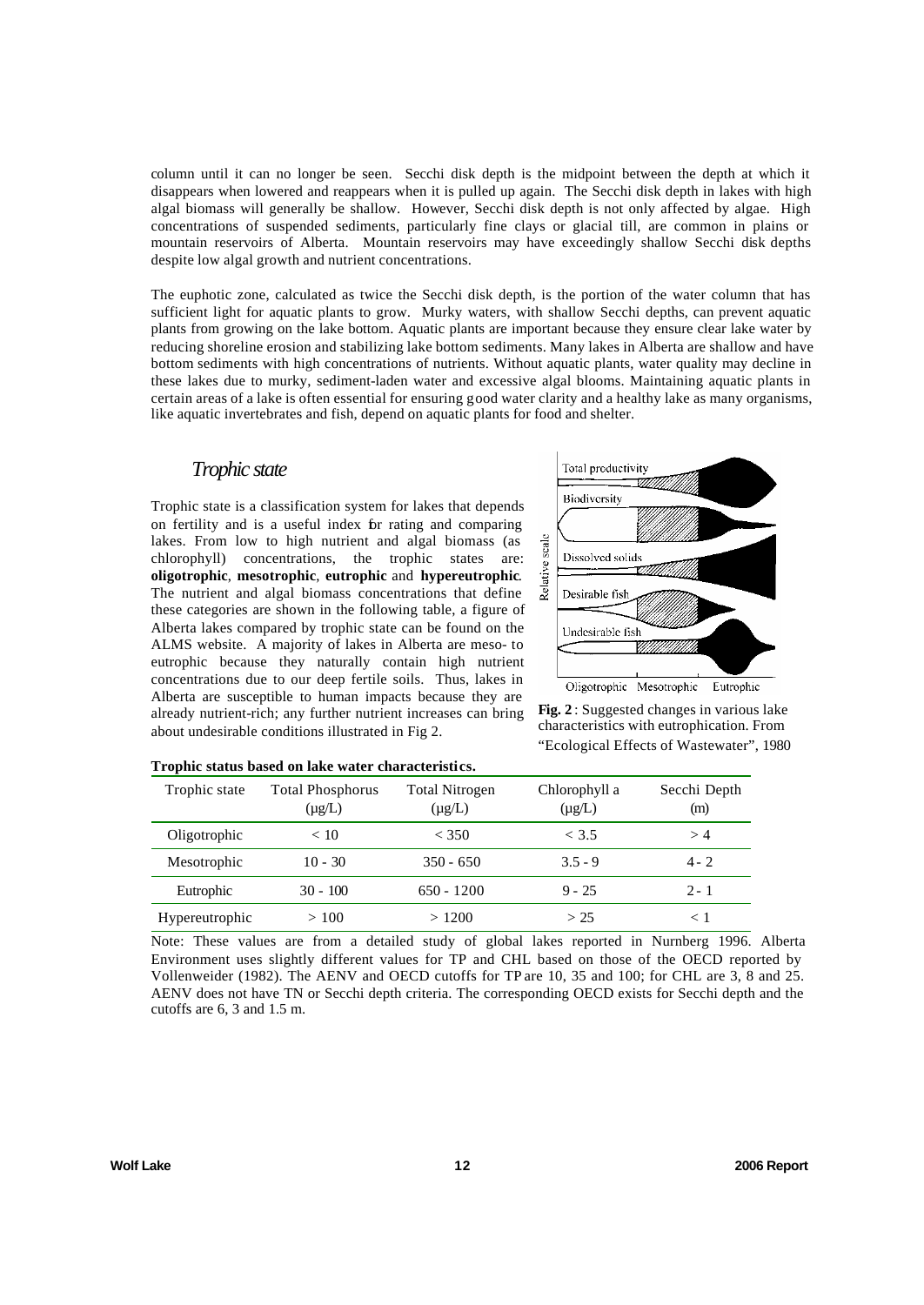column until it can no longer be seen. Secchi disk depth is the midpoint between the depth at which it disappears when lowered and reappears when it is pulled up again. The Secchi disk depth in lakes with high algal biomass will generally be shallow. However, Secchi disk depth is not only affected by algae. High concentrations of suspended sediments, particularly fine clays or glacial till, are common in plains or mountain reservoirs of Alberta. Mountain reservoirs may have exceedingly shallow Secchi disk depths despite low algal growth and nutrient concentrations.

The euphotic zone, calculated as twice the Secchi disk depth, is the portion of the water column that has sufficient light for aquatic plants to grow. Murky waters, with shallow Secchi depths, can prevent aquatic plants from growing on the lake bottom. Aquatic plants are important because they ensure clear lake water by reducing shoreline erosion and stabilizing lake bottom sediments. Many lakes in Alberta are shallow and have bottom sediments with high concentrations of nutrients. Without aquatic plants, water quality may decline in these lakes due to murky, sediment-laden water and excessive algal blooms. Maintaining aquatic plants in certain areas of a lake is often essential for ensuring good water clarity and a healthy lake as many organisms, like aquatic invertebrates and fish, depend on aquatic plants for food and shelter.

## *Trophic state*

Trophic state is a classification system for lakes that depends on fertility and is a useful index for rating and comparing lakes. From low to high nutrient and algal biomass (as chlorophyll) concentrations, the trophic states are: **oligotrophic**, **mesotrophic**, **eutrophic** and **hypereutrophic**. The nutrient and algal biomass concentrations that define these categories are shown in the following table, a figure of Alberta lakes compared by trophic state can be found on the ALMS website. A majority of lakes in Alberta are meso- to eutrophic because they naturally contain high nutrient concentrations due to our deep fertile soils. Thus, lakes in Alberta are susceptible to human impacts because they are already nutrient-rich; any further nutrient increases can bring about undesirable conditions illustrated in Fig 2.

**Fig. 2**: Suggested changes in various lake characteristics with eutrophication. From "Ecological Effects of Wastewater", 1980

**Trophic status based on lake water characteristics.**

| Trophic state | Total Phosphorus (µg/L) | Total Nitrogen (µg/L) | Chlorophyll a (µg/L) | Secchi Depth (m) |
|---|---|---|---|---|
| Oligotrophic | < 10 | < 350 | < 3.5 | > 4 |
| Mesotrophic | 10 - 30 | 350 - 650 | 3.5 - 9 | 4 - 2 |
| Eutrophic | 30 - 100 | 650 - 1200 | 9 - 25 | 2 - 1 |
| Hypereutrophic | > 100 | > 1200 | > 25 | < 1 |

Note: These values are from a detailed study of global lakes reported in Nurnberg 1996. Alberta Environment uses slightly different values for TP and CHL based on those of the OECD reported by Vollenweider (1982). The AENV and OECD cutoffs for TP are 10, 35 and 100; for CHL are 3, 8 and 25. AENV does not have TN or Secchi depth criteria. The corresponding OECD exists for Secchi depth and the cutoffs are 6, 3 and 1.5 m.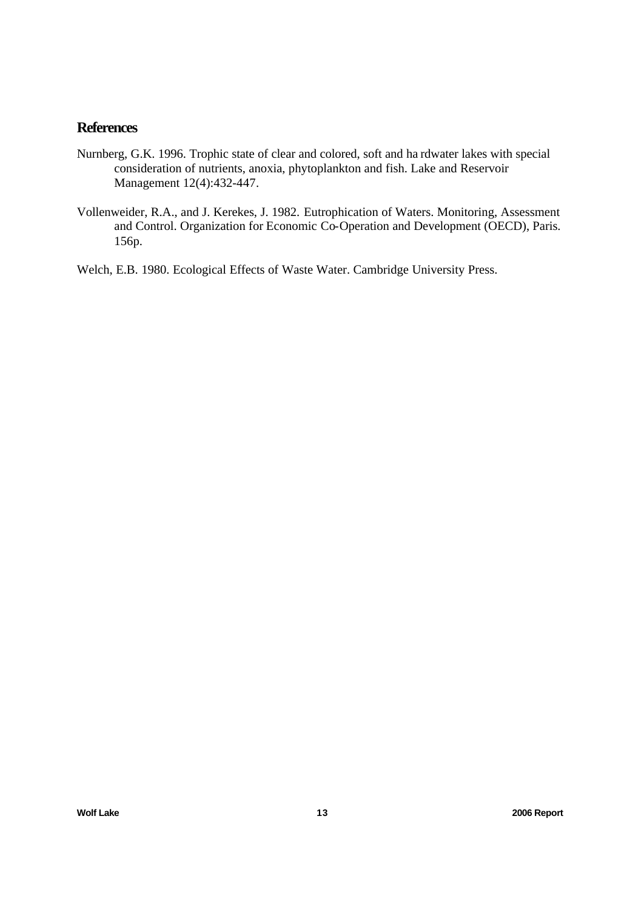## References

Nurnberg, G.K. 1996. Trophic state of clear and colored, soft and ha rdwater lakes with special consideration of nutrients, anoxia, phytoplankton and fish. Lake and Reservoir Management 12(4):432-447.

Vollenweider, R.A., and J. Kerekes, J. 1982. Eutrophication of Waters. Monitoring, Assessment and Control. Organization for Economic Co-Operation and Development (OECD), Paris. 156p.

Welch, E.B. 1980. Ecological Effects of Waste Water. Cambridge University Press.